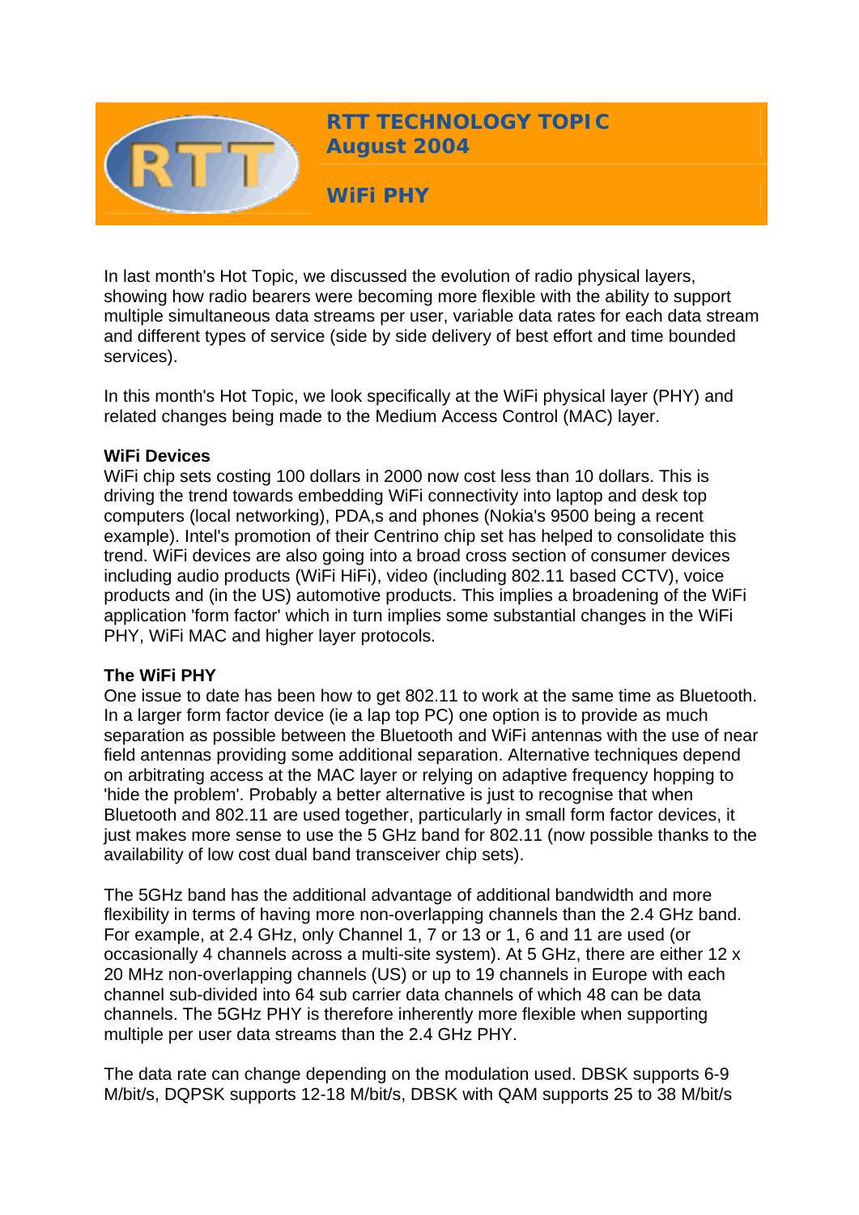# RTT TECHNOLOGY TOPIC
## August 2004

## WiFi PHY

In last month's Hot Topic, we discussed the evolution of radio physical layers, showing how radio bearers were becoming more flexible with the ability to support multiple simultaneous data streams per user, variable data rates for each data stream and different types of service (side by side delivery of best effort and time bounded services).

In this month's Hot Topic, we look specifically at the WiFi physical layer (PHY) and related changes being made to the Medium Access Control (MAC) layer.

### WiFi Devices

WiFi chip sets costing 100 dollars in 2000 now cost less than 10 dollars. This is driving the trend towards embedding WiFi connectivity into laptop and desk top computers (local networking), PDA,s and phones (Nokia's 9500 being a recent example). Intel's promotion of their Centrino chip set has helped to consolidate this trend. WiFi devices are also going into a broad cross section of consumer devices including audio products (WiFi HiFi), video (including 802.11 based CCTV), voice products and (in the US) automotive products. This implies a broadening of the WiFi application 'form factor' which in turn implies some substantial changes in the WiFi PHY, WiFi MAC and higher layer protocols.

### The WiFi PHY

One issue to date has been how to get 802.11 to work at the same time as Bluetooth. In a larger form factor device (ie a lap top PC) one option is to provide as much separation as possible between the Bluetooth and WiFi antennas with the use of near field antennas providing some additional separation. Alternative techniques depend on arbitrating access at the MAC layer or relying on adaptive frequency hopping to 'hide the problem'. Probably a better alternative is just to recognise that when Bluetooth and 802.11 are used together, particularly in small form factor devices, it just makes more sense to use the 5 GHz band for 802.11 (now possible thanks to the availability of low cost dual band transceiver chip sets).

The 5GHz band has the additional advantage of additional bandwidth and more flexibility in terms of having more non-overlapping channels than the 2.4 GHz band. For example, at 2.4 GHz, only Channel 1, 7 or 13 or 1, 6 and 11 are used (or occasionally 4 channels across a multi-site system). At 5 GHz, there are either 12 x 20 MHz non-overlapping channels (US) or up to 19 channels in Europe with each channel sub-divided into 64 sub carrier data channels of which 48 can be data channels. The 5GHz PHY is therefore inherently more flexible when supporting multiple per user data streams than the 2.4 GHz PHY.

The data rate can change depending on the modulation used. DBSK supports 6-9 M/bit/s, DQPSK supports 12-18 M/bit/s, DBSK with QAM supports 25 to 38 M/bit/s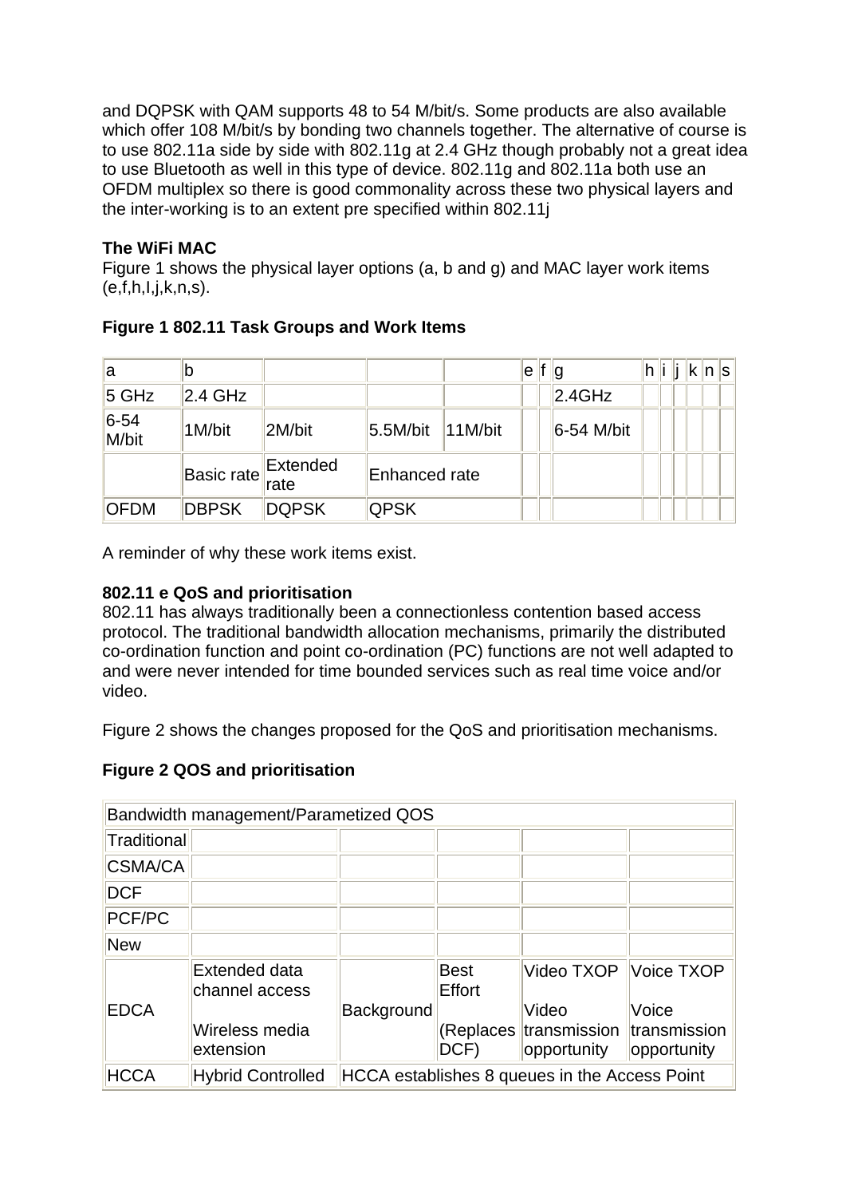and DQPSK with QAM supports 48 to 54 M/bit/s. Some products are also available which offer 108 M/bit/s by bonding two channels together. The alternative of course is to use 802.11a side by side with 802.11g at 2.4 GHz though probably not a great idea to use Bluetooth as well in this type of device. 802.11g and 802.11a both use an OFDM multiplex so there is good commonality across these two physical layers and the inter-working is to an extent pre specified within 802.11j

**The WiFi MAC**
Figure 1 shows the physical layer options (a, b and g) and MAC layer work items (e,f,h,I,j,k,n,s).

**Figure 1 802.11 Task Groups and Work Items**

| a | b | | | | e | f | g | h | i | j | k | n | s |
|---|---|---|---|---|---|---|---|---|---|---|---|---|---|
| 5 GHz | 2.4 GHz | | | | | | 2.4GHz | | | | | | |
| 6-54 M/bit | 1M/bit | 2M/bit | 5.5M/bit | 11M/bit | | | 6-54 M/bit | | | | | | |
| | Basic rate | Extended rate | Enhanced rate | | | | | | | | | | |
| OFDM | DBPSK | DQPSK | QPSK | | | | | | | | | | |

A reminder of why these work items exist.

**802.11 e QoS and prioritisation**
802.11 has always traditionally been a connectionless contention based access protocol. The traditional bandwidth allocation mechanisms, primarily the distributed co-ordination function and point co-ordination (PC) functions are not well adapted to and were never intended for time bounded services such as real time voice and/or video.

Figure 2 shows the changes proposed for the QoS and prioritisation mechanisms.

**Figure 2 QOS and prioritisation**

| Bandwidth management/Parametized QOS | | | | | |
|---|---|---|---|---|---|
| Traditional | | | | | |
| CSMA/CA | | | | | |
| DCF | | | | | |
| PCF/PC | | | | | |
| New | | | | | |
| EDCA | Extended data channel access<br><br>Wireless media extension | Background | Best Effort<br><br>(Replaces DCF) | Video TXOP<br><br>Video transmission opportunity | Voice TXOP<br><br>Voice transmission opportunity |
| HCCA | Hybrid Controlled | HCCA establishes 8 queues in the Access Point | | | |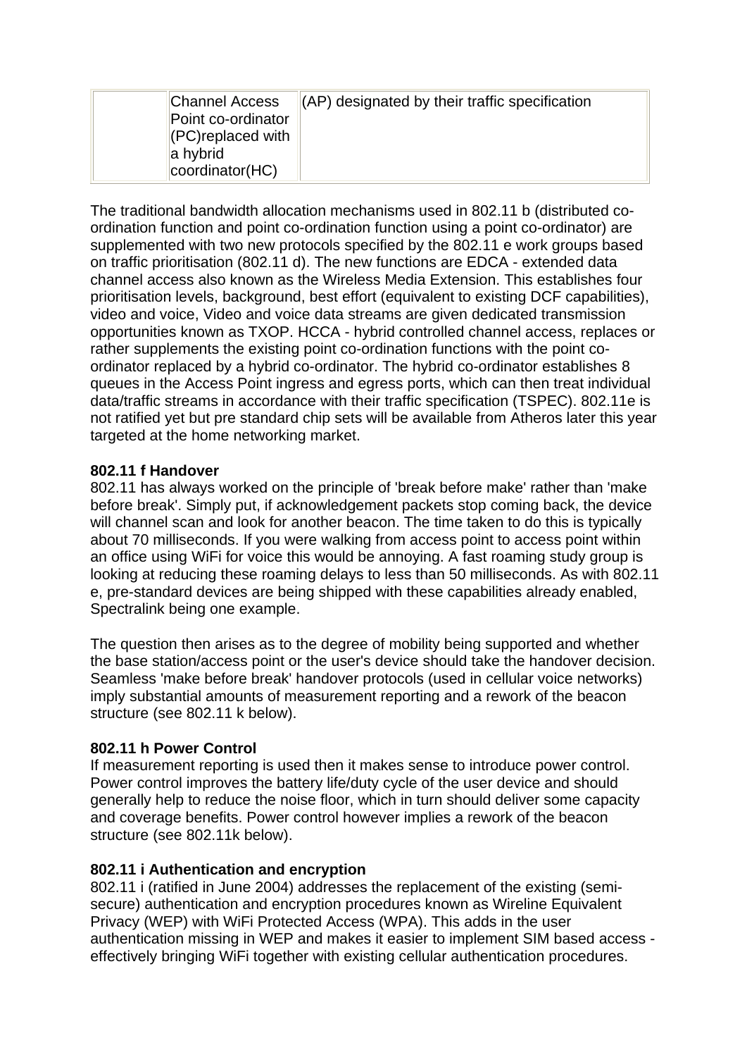| | | |
|---|---|---|
| | Channel Access Point co-ordinator (PC)replaced with a hybrid coordinator(HC) | (AP) designated by their traffic specification |

The traditional bandwidth allocation mechanisms used in 802.11 b (distributed co-ordination function and point co-ordination function using a point co-ordinator) are supplemented with two new protocols specified by the 802.11 e work groups based on traffic prioritisation (802.11 d). The new functions are EDCA - extended data channel access also known as the Wireless Media Extension. This establishes four prioritisation levels, background, best effort (equivalent to existing DCF capabilities), video and voice, Video and voice data streams are given dedicated transmission opportunities known as TXOP. HCCA - hybrid controlled channel access, replaces or rather supplements the existing point co-ordination functions with the point co-ordinator replaced by a hybrid co-ordinator. The hybrid co-ordinator establishes 8 queues in the Access Point ingress and egress ports, which can then treat individual data/traffic streams in accordance with their traffic specification (TSPEC). 802.11e is not ratified yet but pre standard chip sets will be available from Atheros later this year targeted at the home networking market.

**802.11 f Handover**
802.11 has always worked on the principle of 'break before make' rather than 'make before break'. Simply put, if acknowledgement packets stop coming back, the device will channel scan and look for another beacon. The time taken to do this is typically about 70 milliseconds. If you were walking from access point to access point within an office using WiFi for voice this would be annoying. A fast roaming study group is looking at reducing these roaming delays to less than 50 milliseconds. As with 802.11 e, pre-standard devices are being shipped with these capabilities already enabled, Spectralink being one example.

The question then arises as to the degree of mobility being supported and whether the base station/access point or the user's device should take the handover decision. Seamless 'make before break' handover protocols (used in cellular voice networks) imply substantial amounts of measurement reporting and a rework of the beacon structure (see 802.11 k below).

**802.11 h Power Control**
If measurement reporting is used then it makes sense to introduce power control. Power control improves the battery life/duty cycle of the user device and should generally help to reduce the noise floor, which in turn should deliver some capacity and coverage benefits. Power control however implies a rework of the beacon structure (see 802.11k below).

**802.11 i Authentication and encryption**
802.11 i (ratified in June 2004) addresses the replacement of the existing (semi-secure) authentication and encryption procedures known as Wireline Equivalent Privacy (WEP) with WiFi Protected Access (WPA). This adds in the user authentication missing in WEP and makes it easier to implement SIM based access - effectively bringing WiFi together with existing cellular authentication procedures.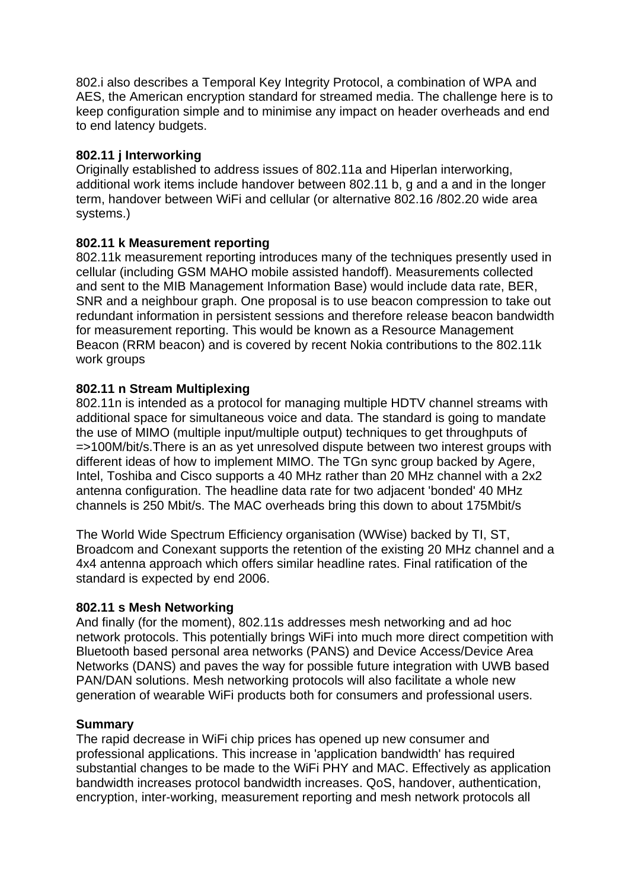802.i also describes a Temporal Key Integrity Protocol, a combination of WPA and AES, the American encryption standard for streamed media. The challenge here is to keep configuration simple and to minimise any impact on header overheads and end to end latency budgets.

**802.11 j Interworking**
Originally established to address issues of 802.11a and Hiperlan interworking, additional work items include handover between 802.11 b, g and a and in the longer term, handover between WiFi and cellular (or alternative 802.16 /802.20 wide area systems.)

**802.11 k Measurement reporting**
802.11k measurement reporting introduces many of the techniques presently used in cellular (including GSM MAHO mobile assisted handoff). Measurements collected and sent to the MIB Management Information Base) would include data rate, BER, SNR and a neighbour graph. One proposal is to use beacon compression to take out redundant information in persistent sessions and therefore release beacon bandwidth for measurement reporting. This would be known as a Resource Management Beacon (RRM beacon) and is covered by recent Nokia contributions to the 802.11k work groups

**802.11 n Stream Multiplexing**
802.11n is intended as a protocol for managing multiple HDTV channel streams with additional space for simultaneous voice and data. The standard is going to mandate the use of MIMO (multiple input/multiple output) techniques to get throughputs of =>100M/bit/s.There is an as yet unresolved dispute between two interest groups with different ideas of how to implement MIMO. The TGn sync group backed by Agere, Intel, Toshiba and Cisco supports a 40 MHz rather than 20 MHz channel with a 2x2 antenna configuration. The headline data rate for two adjacent 'bonded' 40 MHz channels is 250 Mbit/s. The MAC overheads bring this down to about 175Mbit/s

The World Wide Spectrum Efficiency organisation (WWise) backed by TI, ST, Broadcom and Conexant supports the retention of the existing 20 MHz channel and a 4x4 antenna approach which offers similar headline rates. Final ratification of the standard is expected by end 2006.

**802.11 s Mesh Networking**
And finally (for the moment), 802.11s addresses mesh networking and ad hoc network protocols. This potentially brings WiFi into much more direct competition with Bluetooth based personal area networks (PANS) and Device Access/Device Area Networks (DANS) and paves the way for possible future integration with UWB based PAN/DAN solutions. Mesh networking protocols will also facilitate a whole new generation of wearable WiFi products both for consumers and professional users.

**Summary**
The rapid decrease in WiFi chip prices has opened up new consumer and professional applications. This increase in 'application bandwidth' has required substantial changes to be made to the WiFi PHY and MAC. Effectively as application bandwidth increases protocol bandwidth increases. QoS, handover, authentication, encryption, inter-working, measurement reporting and mesh network protocols all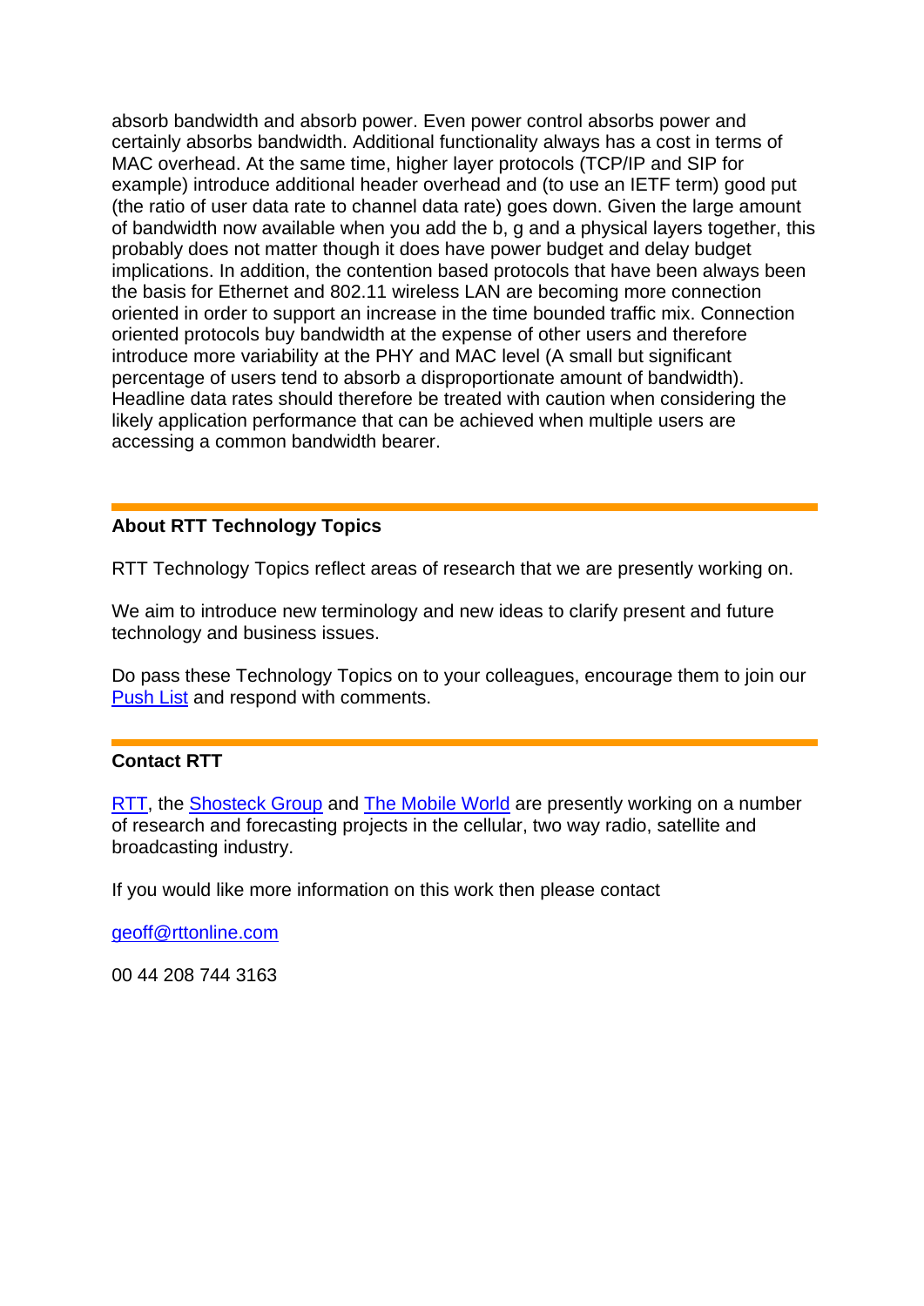absorb bandwidth and absorb power. Even power control absorbs power and certainly absorbs bandwidth. Additional functionality always has a cost in terms of MAC overhead. At the same time, higher layer protocols (TCP/IP and SIP for example) introduce additional header overhead and (to use an IETF term) good put (the ratio of user data rate to channel data rate) goes down. Given the large amount of bandwidth now available when you add the b, g and a physical layers together, this probably does not matter though it does have power budget and delay budget implications. In addition, the contention based protocols that have been always been the basis for Ethernet and 802.11 wireless LAN are becoming more connection oriented in order to support an increase in the time bounded traffic mix. Connection oriented protocols buy bandwidth at the expense of other users and therefore introduce more variability at the PHY and MAC level (A small but significant percentage of users tend to absorb a disproportionate amount of bandwidth). Headline data rates should therefore be treated with caution when considering the likely application performance that can be achieved when multiple users are accessing a common bandwidth bearer.

---

**About RTT Technology Topics**

RTT Technology Topics reflect areas of research that we are presently working on.

We aim to introduce new terminology and new ideas to clarify present and future technology and business issues.

Do pass these Technology Topics on to your colleagues, encourage them to join our [Push List]() and respond with comments.

---

**Contact RTT**

[RTT](), the [Shosteck Group]() and [The Mobile World]() are presently working on a number of research and forecasting projects in the cellular, two way radio, satellite and broadcasting industry.

If you would like more information on this work then please contact

[geoff@rttonline.com](mailto:geoff@rttonline.com)

00 44 208 744 3163